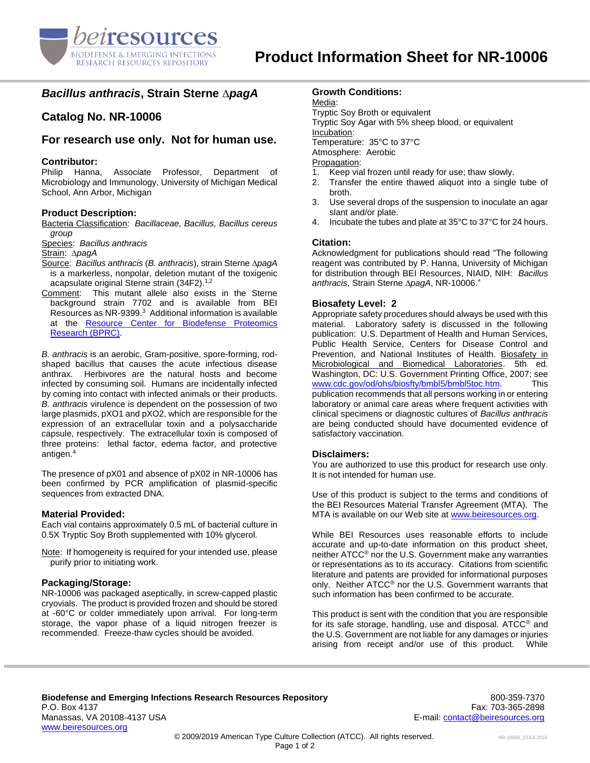# Product Information Sheet for NR-10006

## *Bacillus anthracis*, Strain Sterne Δ*pagA*

## Catalog No. NR-10006

## For research use only. Not for human use.

### Contributor:

Philip Hanna, Associate Professor, Department of Microbiology and Immunology, University of Michigan Medical School, Ann Arbor, Michigan

### Product Description:

Bacteria Classification: *Bacillaceae, Bacillus, Bacillus cereus group*

Species: *Bacillus anthracis*

Strain: Δ*pagA*

Source: *Bacillus anthracis* (*B. anthracis*), strain Sterne Δ*pagA* is a markerless, nonpolar, deletion mutant of the toxigenic acapsulate original Sterne strain (34F2).[1,2]

Comment: This mutant allele also exists in the Sterne background strain 7702 and is available from BEI Resources as NR-9399.[3] Additional information is available at the Resource Center for Biodefense Proteomics Research (BPRC).

*B. anthracis* is an aerobic, Gram-positive, spore-forming, rod-shaped bacillus that causes the acute infectious disease anthrax. Herbivores are the natural hosts and become infected by consuming soil. Humans are incidentally infected by coming into contact with infected animals or their products. *B. anthracis* virulence is dependent on the possession of two large plasmids, pXO1 and pXO2, which are responsible for the expression of an extracellular toxin and a polysaccharide capsule, respectively. The extracellular toxin is composed of three proteins: lethal factor, edema factor, and protective antigen.[4]

The presence of pX01 and absence of pX02 in NR-10006 has been confirmed by PCR amplification of plasmid-specific sequences from extracted DNA.

### Material Provided:

Each vial contains approximately 0.5 mL of bacterial culture in 0.5X Tryptic Soy Broth supplemented with 10% glycerol.

Note: If homogeneity is required for your intended use, please purify prior to initiating work.

### Packaging/Storage:

NR-10006 was packaged aseptically, in screw-capped plastic cryovials. The product is provided frozen and should be stored at -60°C or colder immediately upon arrival. For long-term storage, the vapor phase of a liquid nitrogen freezer is recommended. Freeze-thaw cycles should be avoided.

### Growth Conditions:

Media:
Tryptic Soy Broth or equivalent
Tryptic Soy Agar with 5% sheep blood, or equivalent

Incubation:
Temperature: 35°C to 37°C
Atmosphere: Aerobic

Propagation:

1. Keep vial frozen until ready for use; thaw slowly.
2. Transfer the entire thawed aliquot into a single tube of broth.
3. Use several drops of the suspension to inoculate an agar slant and/or plate.
4. Incubate the tubes and plate at 35°C to 37°C for 24 hours.

### Citation:

Acknowledgment for publications should read "The following reagent was contributed by P. Hanna, University of Michigan for distribution through BEI Resources, NIAID, NIH: *Bacillus anthracis*, Strain Sterne Δ*pagA*, NR-10006."

### Biosafety Level: 2

Appropriate safety procedures should always be used with this material. Laboratory safety is discussed in the following publication: U.S. Department of Health and Human Services, Public Health Service, Centers for Disease Control and Prevention, and National Institutes of Health. Biosafety in Microbiological and Biomedical Laboratories. 5th ed. Washington, DC: U.S. Government Printing Office, 2007; see www.cdc.gov/od/ohs/biosfty/bmbl5/bmbl5toc.htm. This publication recommends that all persons working in or entering laboratory or animal care areas where frequent activities with clinical specimens or diagnostic cultures of *Bacillus anthracis* are being conducted should have documented evidence of satisfactory vaccination.

### Disclaimers:

You are authorized to use this product for research use only. It is not intended for human use.

Use of this product is subject to the terms and conditions of the BEI Resources Material Transfer Agreement (MTA). The MTA is available on our Web site at www.beiresources.org.

While BEI Resources uses reasonable efforts to include accurate and up-to-date information on this product sheet, neither ATCC® nor the U.S. Government make any warranties or representations as to its accuracy. Citations from scientific literature and patents are provided for informational purposes only. Neither ATCC® nor the U.S. Government warrants that such information has been confirmed to be accurate.

This product is sent with the condition that you are responsible for its safe storage, handling, use and disposal. ATCC® and the U.S. Government are not liable for any damages or injuries arising from receipt and/or use of this product. While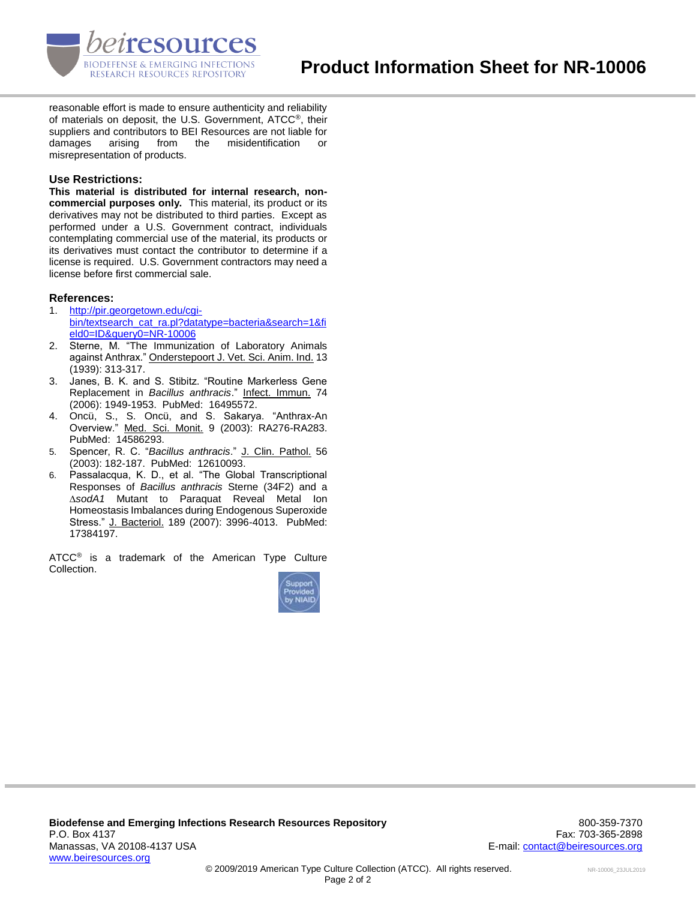reasonable effort is made to ensure authenticity and reliability of materials on deposit, the U.S. Government, ATCC®, their suppliers and contributors to BEI Resources are not liable for damages arising from the misidentification or misrepresentation of products.

### Use Restrictions:

**This material is distributed for internal research, non-commercial purposes only.** This material, its product or its derivatives may not be distributed to third parties. Except as performed under a U.S. Government contract, individuals contemplating commercial use of the material, its products or its derivatives must contact the contributor to determine if a license is required. U.S. Government contractors may need a license before first commercial sale.

### References:

1. http://pir.georgetown.edu/cgi-bin/textsearch_cat_ra.pl?datatype=bacteria&search=1&field0=ID&query0=NR-10006
2. Sterne, M. "The Immunization of Laboratory Animals against Anthrax." Onderstepoort J. Vet. Sci. Anim. Ind. 13 (1939): 313-317.
3. Janes, B. K. and S. Stibitz. "Routine Markerless Gene Replacement in *Bacillus anthracis*." Infect. Immun. 74 (2006): 1949-1953. PubMed: 16495572.
4. Oncü, S., S. Oncü, and S. Sakarya. "Anthrax-An Overview." Med. Sci. Monit. 9 (2003): RA276-RA283. PubMed: 14586293.
5. Spencer, R. C. "*Bacillus anthracis*." J. Clin. Pathol. 56 (2003): 182-187. PubMed: 12610093.
6. Passalacqua, K. D., et al. "The Global Transcriptional Responses of *Bacillus anthracis* Sterne (34F2) and a Δ*sodA1* Mutant to Paraquat Reveal Metal Ion Homeostasis Imbalances during Endogenous Superoxide Stress." J. Bacteriol. 189 (2007): 3996-4013. PubMed: 17384197.

ATCC® is a trademark of the American Type Culture Collection.

Support Provided by NIAID

**Biodefense and Emerging Infections Research Resources Repository**
P.O. Box 4137
Manassas, VA 20108-4137 USA
www.beiresources.org

800-359-7370
Fax: 703-365-2898
E-mail: contact@beiresources.org

© 2009/2019 American Type Culture Collection (ATCC). All rights reserved.

NR-10006_23JUL2019